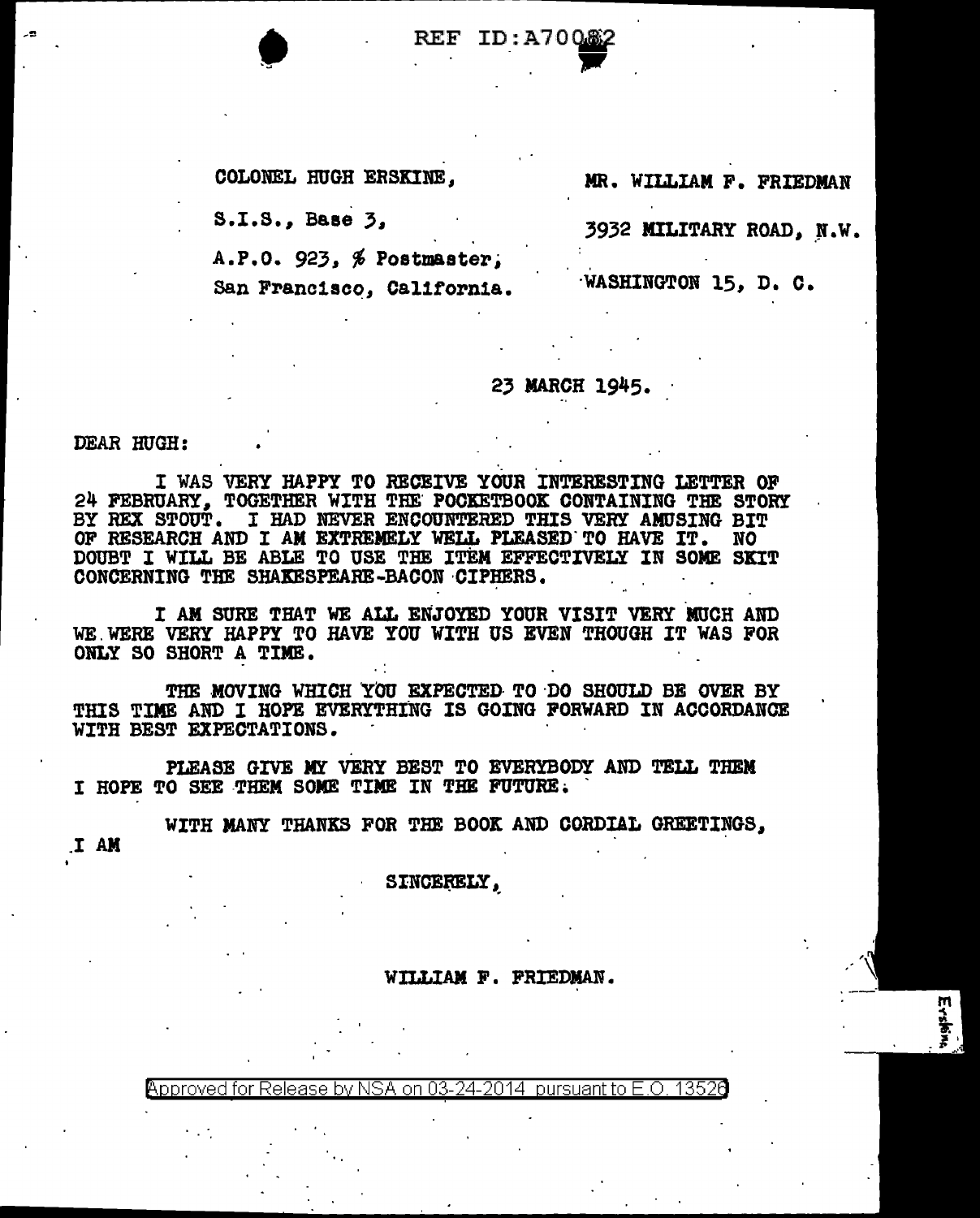REF ID:A70082

COLONEL HUGH ERSKINE,

S.I.S., Base 3,

A.P.O. 923, % Postmaster,

San Francisco, California.

MR. WILLIAM F. FRIEDMAN

3932 MILITARY ROAD, N.W.

WASHINGTON 15, D. C.

23 MARCH 1945.

DEAR HUGH:

I WAS VERY HAPPY TO RECEIVE YOUR INTERESTING LETTER OF 24 FEBRUARY, TOGETHER WITH THE POCKETBOOK CONTAINING THE STORY BY REX STOUT. I HAD NEVER ENCOUNTERED THIS VERY AMUSING BIT OF RESEARCH AND I AM EXTREMELY WELL PLEASED TO HAVE IT. NO DOUBT I WILL BE ABLE TO USE THE ITEM EFFECTIVELY IN SOME SKIT CONCERNING THE SHAKESPEARE-BACON CIPHERS.

I AM SURE THAT WE ALL ENJOYED YOUR VISIT VERY MUCH AND WE WERE VERY HAPPY TO HAVE YOU WITH US EVEN THOUGH IT WAS FOR ONLY SO SHORT A TIME.

THE MOVING WHICH YOU EXPECTED TO DO SHOULD BE OVER BY THIS TIME AND I HOPE EVERYTHING IS GOING FORWARD IN ACCORDANCE WITH BEST EXPECTATIONS.

PLEASE GIVE MY VERY BEST TO EVERYBODY AND TELL THEM I HOPE TO SEE THEM SOME TIME IN THE FUTURE.

WITH MANY THANKS FOR THE BOOK AND CORDIAL GREETINGS,

I AM

SINCERELY,

WILLIAM F. FRIEDMAN.

Erskine

Approved for Release by NSA on 03-24-2014 pursuant to E.O. 13526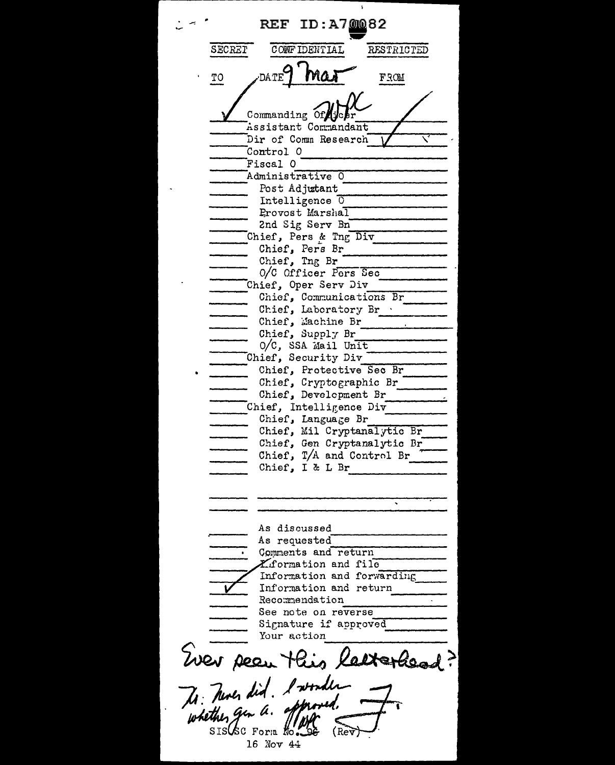REF ID:A70082

SECRET CONFIDENTIAL RESTRICTED

| TO | DATE 9 Mar | FROM |
|---|---|---|
| ✓ | Commanding Officer WPC | |
| | Assistant Commandant | |
| | Dir of Comm Research | ✓ |
| | Control O | |
| | Fiscal O | |
| | Administrative O | |
| | Post Adjutant | |
| | Intelligence O | |
| | Provost Marshal | |
| | 2nd Sig Serv Bn | |
| | Chief, Pers & Tng Div | |
| | Chief, Pers Br | |
| | Chief, Tng Br | |
| | O/C Officer Pers Sec | |
| | Chief, Oper Serv Div | |
| | Chief, Communications Br | |
| | Chief, Laboratory Br | |
| | Chief, Machine Br | |
| | Chief, Supply Br | |
| | O/C, SSA Mail Unit | |
| | Chief, Security Div | |
| | Chief, Protective Sec Br | |
| | Chief, Cryptographic Br | |
| | Chief, Development Br | |
| | Chief, Intelligence Div | |
| | Chief, Language Br | |
| | Chief, Mil Cryptanalytic Br | |
| | Chief, Gen Cryptanalytic Br | |
| | Chief, T/A and Control Br | |
| | Chief, I & L Br | |
| | | |
| | | |
| | As discussed | |
| | As requested | |
| | Comments and return | |
| | Information and file | |
| | Information and forwarding | |
| ✓ | Information and return | |
| | Recommendation | |
| | See note on reverse | |
| | Signature if approved | |
| | Your action | |

Ever seen this letterhead? F

H: Never did. I wonder whether Gen A. approved. WPC

SIS/SC Form No. 96 (Rev)
16 Nov 44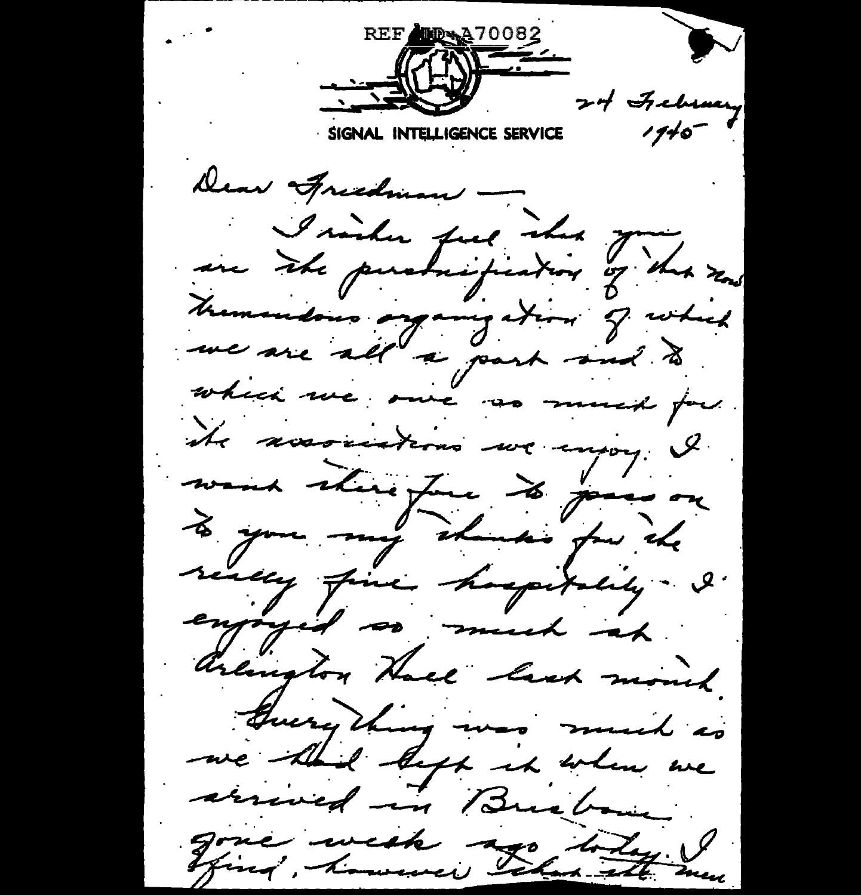REF ID:A70082

SIGNAL INTELLIGENCE SERVICE

24 February 1945

Dear Friedman —

I rather feel that you are the personification of that now tremendous organization of which we are all a part and to which we owe so much for the associations we enjoy. I want therefore to pass on to you my thanks for the really fine hospitality I enjoyed so much at Arlington Hall last month.

Everything was much as we had left it when we arrived in Brisbane one week ago today. I find, however, that the men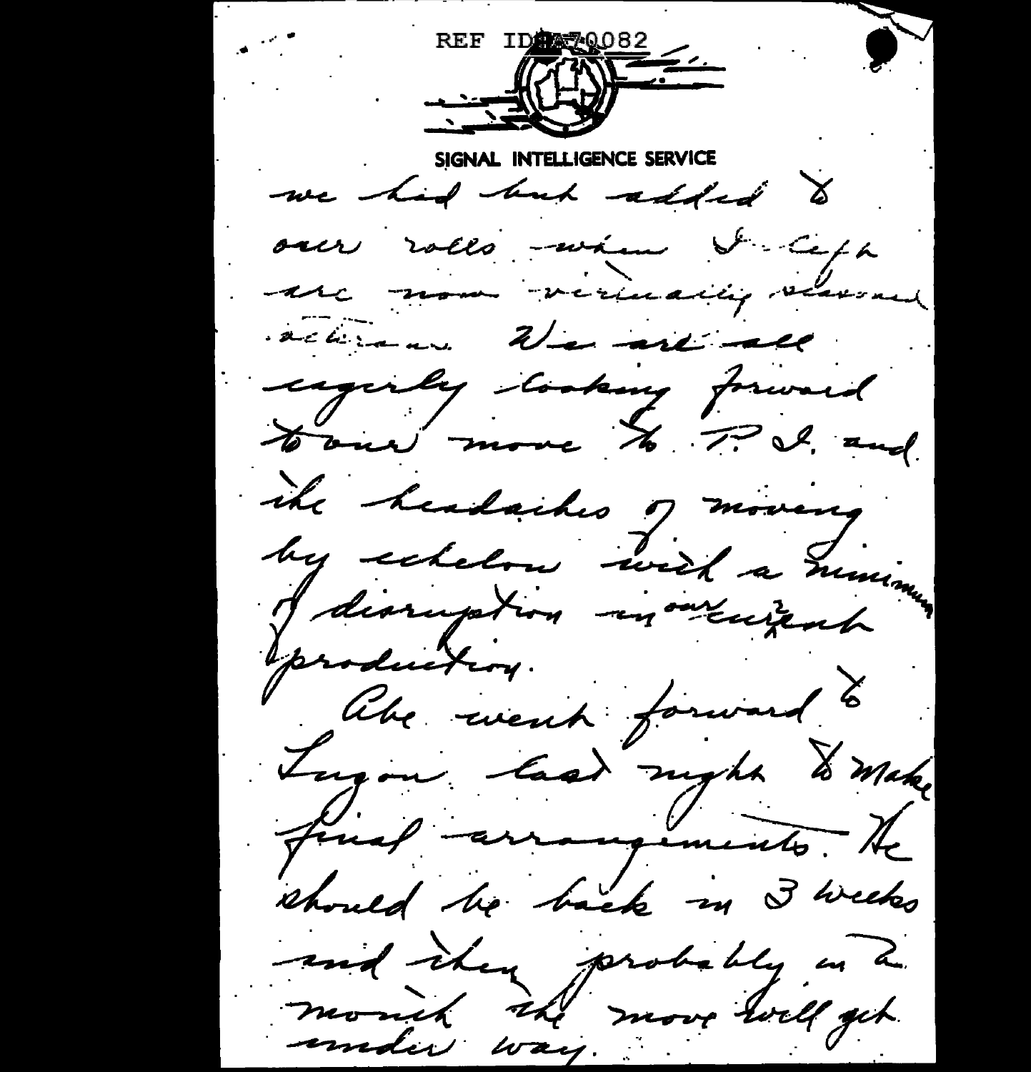REF ID:A70082

SIGNAL INTELLIGENCE SERVICE

we had but added to our rolls when I left are now virtually cleared action. We are all eagerly looking forward to our move to P.I. and the headaches of moving by echelon with a minimum of disruption in our current production.

Abe went forward to Luzon last night to make final arrangements. He should be back in 3 weeks and then probably in a month the move will get under way.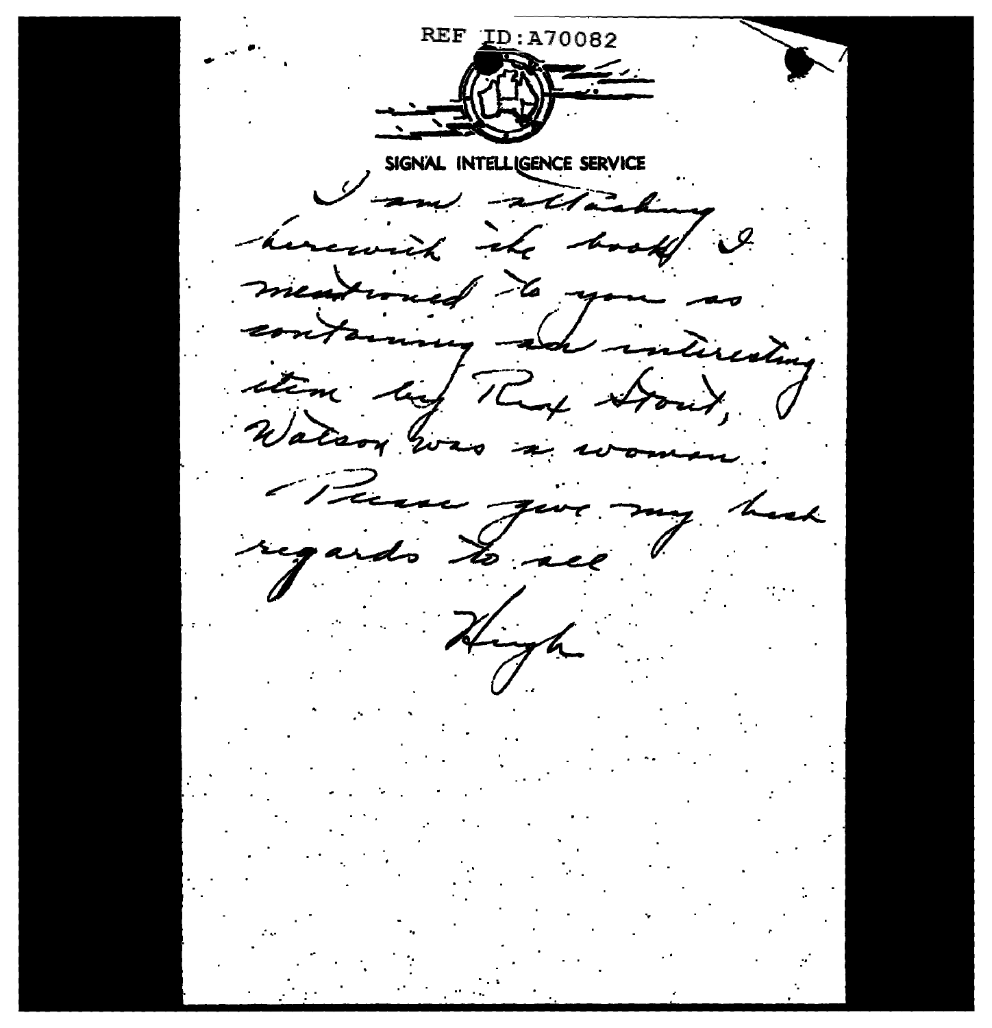REF ID:A70082

SIGNAL INTELLIGENCE SERVICE

I am attaching herewith the book I mentioned to you as containing an interesting item by Rex Stout, Watson was a woman.

Please give my best regards to all

Hugh